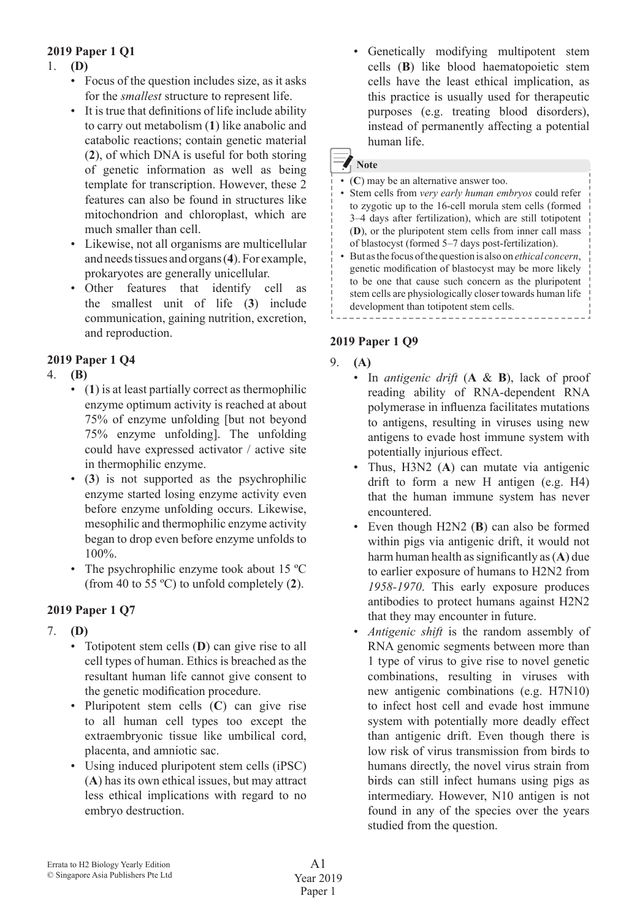**2019 Paper 1 Q1**

1. **(D)**
   - Focus of the question includes size, as it asks for the *smallest* structure to represent life.
   - It is true that definitions of life include ability to carry out metabolism (**1**) like anabolic and catabolic reactions; contain genetic material (**2**), of which DNA is useful for both storing of genetic information as well as being template for transcription. However, these 2 features can also be found in structures like mitochondrion and chloroplast, which are much smaller than cell.
   - Likewise, not all organisms are multicellular and needs tissues and organs (**4**). For example, prokaryotes are generally unicellular.
   - Other features that identify cell as the smallest unit of life (**3**) include communication, gaining nutrition, excretion, and reproduction.

**2019 Paper 1 Q4**

4. **(B)**
   - (**1**) is at least partially correct as thermophilic enzyme optimum activity is reached at about 75% of enzyme unfolding [but not beyond 75% enzyme unfolding]. The unfolding could have expressed activator / active site in thermophilic enzyme.
   - (**3**) is not supported as the psychrophilic enzyme started losing enzyme activity even before enzyme unfolding occurs. Likewise, mesophilic and thermophilic enzyme activity began to drop even before enzyme unfolds to 100%.
   - The psychrophilic enzyme took about 15 ºC (from 40 to 55 ºC) to unfold completely (**2**).

**2019 Paper 1 Q7**

7. **(D)**
   - Totipotent stem cells (**D**) can give rise to all cell types of human. Ethics is breached as the resultant human life cannot give consent to the genetic modification procedure.
   - Pluripotent stem cells (**C**) can give rise to all human cell types too except the extraembryonic tissue like umbilical cord, placenta, and amniotic sac.
   - Using induced pluripotent stem cells (iPSC) (**A**) has its own ethical issues, but may attract less ethical implications with regard to no embryo destruction.
   - Genetically modifying multipotent stem cells (**B**) like blood haematopoietic stem cells have the least ethical implication, as this practice is usually used for therapeutic purposes (e.g. treating blood disorders), instead of permanently affecting a potential human life.

> **Note**
> - (**C**) may be an alternative answer too.
> - Stem cells from *very early human embryos* could refer to zygotic up to the 16-cell morula stem cells (formed 3–4 days after fertilization), which are still totipotent (**D**), or the pluripotent stem cells from inner call mass of blastocyst (formed 5–7 days post-fertilization).
> - But as the focus of the question is also on *ethical concern*, genetic modification of blastocyst may be more likely to be one that cause such concern as the pluripotent stem cells are physiologically closer towards human life development than totipotent stem cells.

**2019 Paper 1 Q9**

9. **(A)**
   - In *antigenic drift* (**A** & **B**), lack of proof reading ability of RNA-dependent RNA polymerase in influenza facilitates mutations to antigens, resulting in viruses using new antigens to evade host immune system with potentially injurious effect.
   - Thus, H3N2 (**A**) can mutate via antigenic drift to form a new H antigen (e.g. H4) that the human immune system has never encountered.
   - Even though H2N2 (**B**) can also be formed within pigs via antigenic drift, it would not harm human health as significantly as (**A**) due to earlier exposure of humans to H2N2 from *1958-1970*. This early exposure produces antibodies to protect humans against H2N2 that they may encounter in future.
   - *Antigenic shift* is the random assembly of RNA genomic segments between more than 1 type of virus to give rise to novel genetic combinations, resulting in viruses with new antigenic combinations (e.g. H7N10) to infect host cell and evade host immune system with potentially more deadly effect than antigenic drift. Even though there is low risk of virus transmission from birds to humans directly, the novel virus strain from birds can still infect humans using pigs as intermediary. However, N10 antigen is not found in any of the species over the years studied from the question.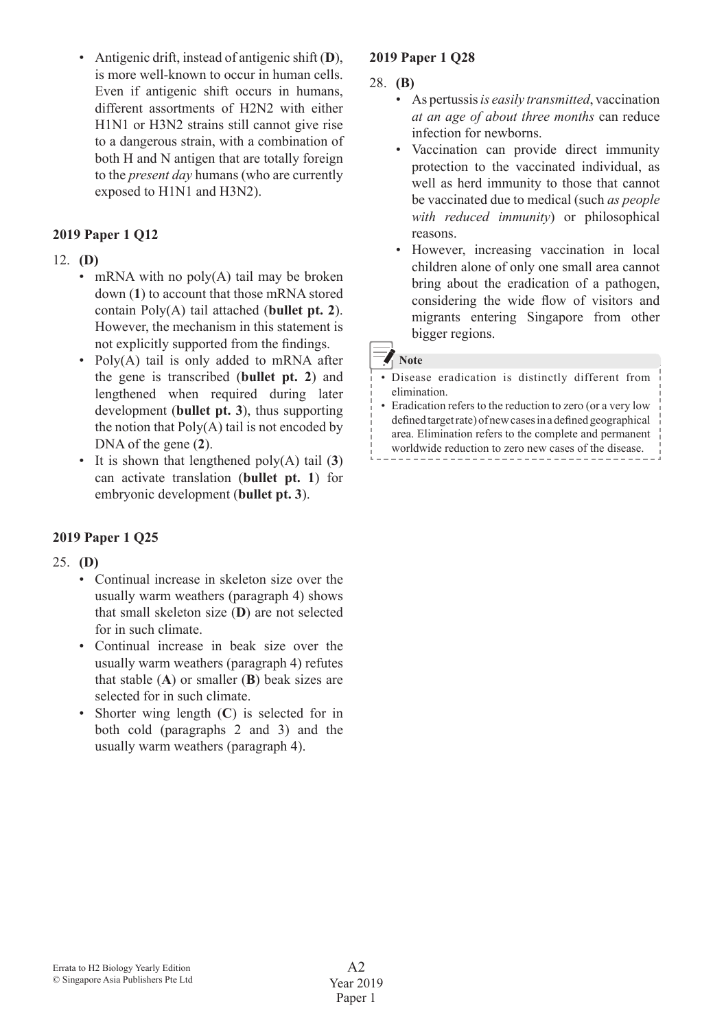- Antigenic drift, instead of antigenic shift (**D**), is more well-known to occur in human cells. Even if antigenic shift occurs in humans, different assortments of H2N2 with either H1N1 or H3N2 strains still cannot give rise to a dangerous strain, with a combination of both H and N antigen that are totally foreign to the *present day* humans (who are currently exposed to H1N1 and H3N2).

### 2019 Paper 1 Q12

12. **(D)**
    - mRNA with no poly(A) tail may be broken down (**1**) to account that those mRNA stored contain Poly(A) tail attached (**bullet pt. 2**). However, the mechanism in this statement is not explicitly supported from the findings.
    - Poly(A) tail is only added to mRNA after the gene is transcribed (**bullet pt. 2**) and lengthened when required during later development (**bullet pt. 3**), thus supporting the notion that Poly(A) tail is not encoded by DNA of the gene (**2**).
    - It is shown that lengthened poly(A) tail (**3**) can activate translation (**bullet pt. 1**) for embryonic development (**bullet pt. 3**).

### 2019 Paper 1 Q25

25. **(D)**
    - Continual increase in skeleton size over the usually warm weathers (paragraph 4) shows that small skeleton size (**D**) are not selected for in such climate.
    - Continual increase in beak size over the usually warm weathers (paragraph 4) refutes that stable (**A**) or smaller (**B**) beak sizes are selected for in such climate.
    - Shorter wing length (**C**) is selected for in both cold (paragraphs 2 and 3) and the usually warm weathers (paragraph 4).

### 2019 Paper 1 Q28

28. **(B)**
    - As pertussis *is easily transmitted*, vaccination *at an age of about three months* can reduce infection for newborns.
    - Vaccination can provide direct immunity protection to the vaccinated individual, as well as herd immunity to those that cannot be vaccinated due to medical (such *as people with reduced immunity*) or philosophical reasons.
    - However, increasing vaccination in local children alone of only one small area cannot bring about the eradication of a pathogen, considering the wide flow of visitors and migrants entering Singapore from other bigger regions.

**Note**

- Disease eradication is distinctly different from elimination.
- Eradication refers to the reduction to zero (or a very low defined target rate) of new cases in a defined geographical area. Elimination refers to the complete and permanent worldwide reduction to zero new cases of the disease.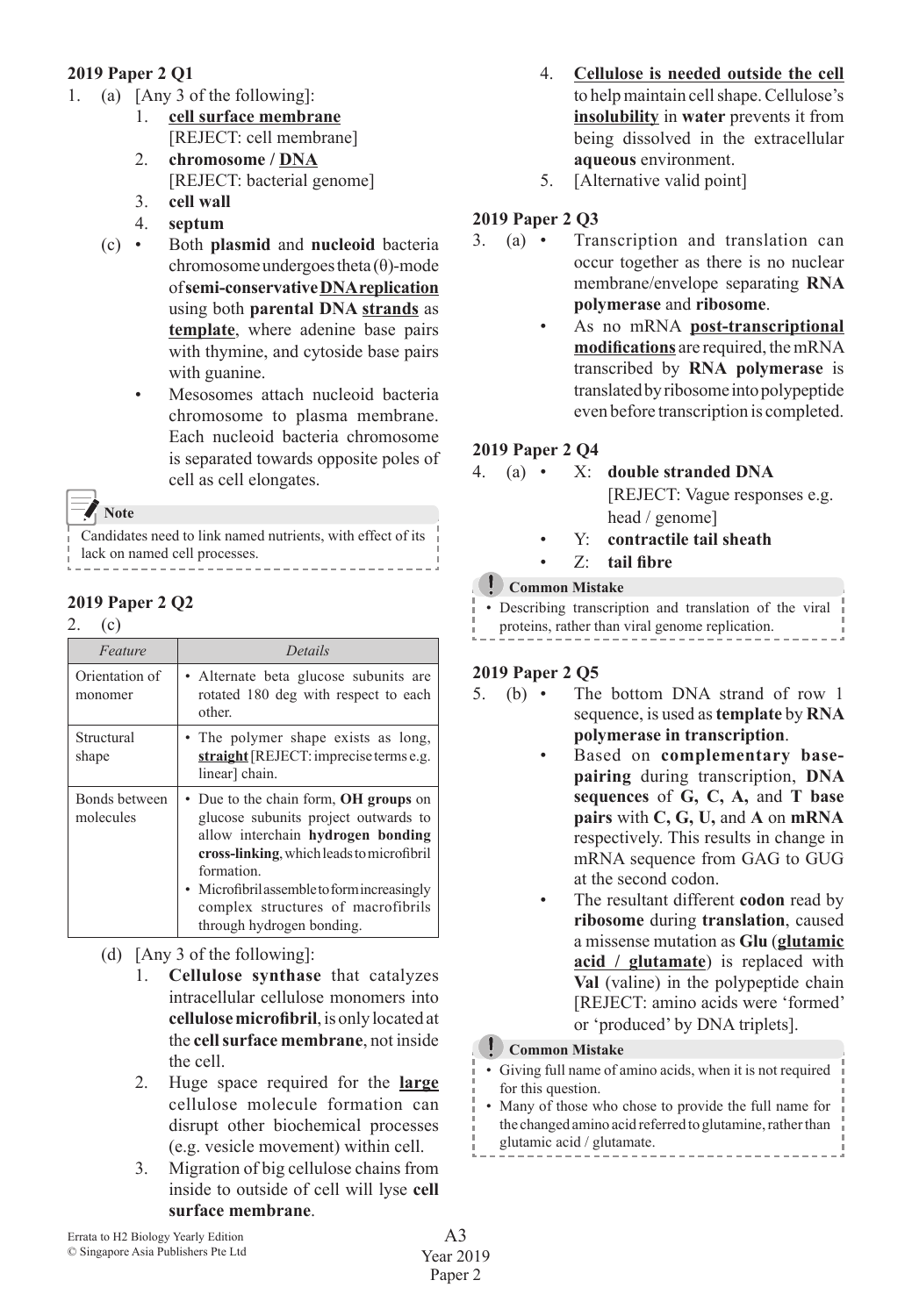### 2019 Paper 2 Q1

1. (a) [Any 3 of the following]:
   1. **cell surface membrane** [REJECT: cell membrane]
   2. **chromosome / DNA** [REJECT: bacterial genome]
   3. **cell wall**
   4. **septum**

   (c)
   - Both **plasmid** and **nucleoid** bacteria chromosome undergoes theta (θ)-mode of **semi-conservative DNA replication** using both **parental DNA strands** as **template**, where adenine base pairs with thymine, and cytoside base pairs with guanine.
   - Mesosomes attach nucleoid bacteria chromosome to plasma membrane. Each nucleoid bacteria chromosome is separated towards opposite poles of cell as cell elongates.

> **Note**
> Candidates need to link named nutrients, with effect of its lack on named cell processes.

### 2019 Paper 2 Q2

2. (c)

| *Feature* | *Details* |
|---|---|
| Orientation of monomer | • Alternate beta glucose subunits are rotated 180 deg with respect to each other. |
| Structural shape | • The polymer shape exists as long, **straight** [REJECT: imprecise terms e.g. linear] chain. |
| Bonds between molecules | • Due to the chain form, **OH groups** on glucose subunits project outwards to allow interchain **hydrogen bonding cross-linking**, which leads to microfibril formation. • Microfibril assemble to form increasingly complex structures of macrofibrils through hydrogen bonding. |

   (d) [Any 3 of the following]:
   1. **Cellulose synthase** that catalyzes intracellular cellulose monomers into **cellulose microfibril**, is only located at the **cell surface membrane**, not inside the cell.
   2. Huge space required for the **large** cellulose molecule formation can disrupt other biochemical processes (e.g. vesicle movement) within cell.
   3. Migration of big cellulose chains from inside to outside of cell will lyse **cell surface membrane**.
   4. **Cellulose is needed outside the cell** to help maintain cell shape. Cellulose's **insolubility** in **water** prevents it from being dissolved in the extracellular **aqueous** environment.
   5. [Alternative valid point]

### 2019 Paper 2 Q3

3. (a)
   - Transcription and translation can occur together as there is no nuclear membrane/envelope separating **RNA polymerase** and **ribosome**.
   - As no mRNA **post-transcriptional modifications** are required, the mRNA transcribed by **RNA polymerase** is translated by ribosome into polypeptide even before transcription is completed.

### 2019 Paper 2 Q4

4. (a)
   - X: **double stranded DNA** [REJECT: Vague responses e.g. head / genome]
   - Y: **contractile tail sheath**
   - Z: **tail fibre**

> **Common Mistake**
> - Describing transcription and translation of the viral proteins, rather than viral genome replication.

### 2019 Paper 2 Q5

5. (b)
   - The bottom DNA strand of row 1 sequence, is used as **template** by **RNA polymerase in transcription**.
   - Based on **complementary base-pairing** during transcription, **DNA sequences** of **G, C, A,** and **T base pairs** with **C, G, U,** and **A** on **mRNA** respectively. This results in change in mRNA sequence from GAG to GUG at the second codon.
   - The resultant different **codon** read by **ribosome** during **translation**, caused a missense mutation as **Glu** (**glutamic acid / glutamate**) is replaced with **Val** (valine) in the polypeptide chain [REJECT: amino acids were 'formed' or 'produced' by DNA triplets].

> **Common Mistake**
> - Giving full name of amino acids, when it is not required for this question.
> - Many of those who chose to provide the full name for the changed amino acid referred to glutamine, rather than glutamic acid / glutamate.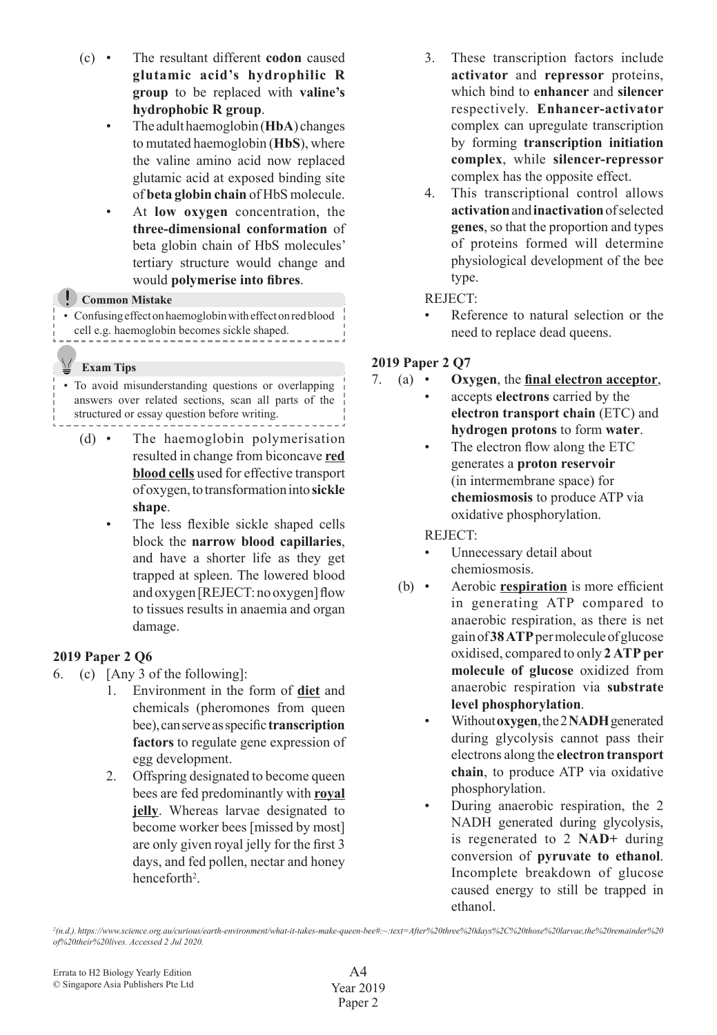(c) • The resultant different **codon** caused **glutamic acid's hydrophilic R group** to be replaced with **valine's hydrophobic R group**.

• The adult haemoglobin (**HbA**) changes to mutated haemoglobin (**HbS**), where the valine amino acid now replaced glutamic acid at exposed binding site of **beta globin chain** of HbS molecule.

• At **low oxygen** concentration, the **three-dimensional conformation** of beta globin chain of HbS molecules' tertiary structure would change and would **polymerise into fibres**.

**Common Mistake**

- Confusing effect on haemoglobin with effect on red blood cell e.g. haemoglobin becomes sickle shaped.

**Exam Tips**

- To avoid misunderstanding questions or overlapping answers over related sections, scan all parts of the structured or essay question before writing.

(d) • The haemoglobin polymerisation resulted in change from biconcave **red blood cells** used for effective transport of oxygen, to transformation into **sickle shape**.

• The less flexible sickle shaped cells block the **narrow blood capillaries**, and have a shorter life as they get trapped at spleen. The lowered blood and oxygen [REJECT: no oxygen] flow to tissues results in anaemia and organ damage.

### 2019 Paper 2 Q6

6. (c) [Any 3 of the following]:

1. Environment in the form of **diet** and chemicals (pheromones from queen bee), can serve as specific **transcription factors** to regulate gene expression of egg development.
2. Offspring designated to become queen bees are fed predominantly with **royal jelly**. Whereas larvae designated to become worker bees [missed by most] are only given royal jelly for the first 3 days, and fed pollen, nectar and honey henceforth[2].
3. These transcription factors include **activator** and **repressor** proteins, which bind to **enhancer** and **silencer** respectively. **Enhancer-activator** complex can upregulate transcription by forming **transcription initiation complex**, while **silencer-repressor** complex has the opposite effect.
4. This transcriptional control allows **activation** and **inactivation** of selected **genes**, so that the proportion and types of proteins formed will determine physiological development of the bee type.

REJECT:

- Reference to natural selection or the need to replace dead queens.

### 2019 Paper 2 Q7

7. (a) • **Oxygen**, the **final electron acceptor**,

• accepts **electrons** carried by the **electron transport chain** (ETC) and **hydrogen protons** to form **water**.

• The electron flow along the ETC generates a **proton reservoir** (in intermembrane space) for **chemiosmosis** to produce ATP via oxidative phosphorylation.

REJECT:

- Unnecessary detail about chemiosmosis.

(b) • Aerobic **respiration** is more efficient in generating ATP compared to anaerobic respiration, as there is net gain of **38 ATP** per molecule of glucose oxidised, compared to only **2 ATP per molecule of glucose** oxidized from anaerobic respiration via **substrate level phosphorylation**.

• Without **oxygen**, the 2 **NADH** generated during glycolysis cannot pass their electrons along the **electron transport chain**, to produce ATP via oxidative phosphorylation.

• During anaerobic respiration, the 2 NADH generated during glycolysis, is regenerated to 2 **NAD+** during conversion of **pyruvate to ethanol**. Incomplete breakdown of glucose caused energy to still be trapped in ethanol.

[2](n.d.). https://www.science.org.au/curious/earth-environment/what-it-takes-make-queen-bee#:~:text=After%20three%20days%2C%20those%20larvae,the%20remainder%20of%20their%20lives. Accessed 2 Jul 2020.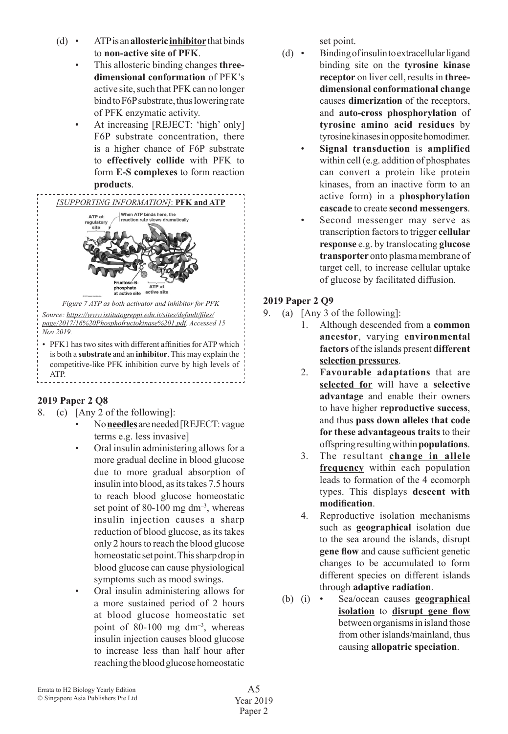(d) • ATP is an **allosteric <u>inhibitor</u>** that binds to **non-active site of PFK**.

• This allosteric binding changes **three-dimensional conformation** of PFK's active site, such that PFK can no longer bind to F6P substrate, thus lowering rate of PFK enzymatic activity.

• At increasing [REJECT: 'high' only] F6P substrate concentration, there is a higher chance of F6P substrate to **effectively collide** with PFK to form **E-S complexes** to form reaction **products**.

*[SUPPORTING INFORMATION]*: **PFK and ATP**

*Figure 7 ATP as both activator and inhibitor for PFK*

*Source: https://www.istitutogreppi.edu.it/sites/default/files/page/2017/16%20Phosphofructokinase%201.pdf. Accessed 15 Nov 2019.*

• PFK1 has two sites with different affinities for ATP which is both a **substrate** and an **inhibitor**. This may explain the competitive-like PFK inhibition curve by high levels of ATP.

## 2019 Paper 2 Q8

8. (c) [Any 2 of the following]:

• No **<u>needles</u>** are needed [REJECT: vague terms e.g. less invasive]

• Oral insulin administering allows for a more gradual decline in blood glucose due to more gradual absorption of insulin into blood, as its takes 7.5 hours to reach blood glucose homeostatic set point of 80-100 mg $dm^{-3}$, whereas insulin injection causes a sharp reduction of blood glucose, as its takes only 2 hours to reach the blood glucose homeostatic set point. This sharp drop in blood glucose can cause physiological symptoms such as mood swings.

• Oral insulin administering allows for a more sustained period of 2 hours at blood glucose homeostatic set point of 80-100 mg $dm^{-3}$, whereas insulin injection causes blood glucose to increase less than half hour after reaching the blood glucose homeostatic set point.

(d) • Binding of insulin to extracellular ligand binding site on the **tyrosine kinase receptor** on liver cell, results in **three-dimensional conformational change** causes **dimerization** of the receptors, and **auto-cross phosphorylation** of **tyrosine amino acid residues** by tyrosine kinases in opposite homodimer.

• **Signal transduction** is **amplified** within cell (e.g. addition of phosphates can convert a protein like protein kinases, from an inactive form to an active form) in a **phosphorylation cascade** to create **second messengers**.

• Second messenger may serve as transcription factors to trigger **cellular response** e.g. by translocating **glucose transporter** onto plasma membrane of target cell, to increase cellular uptake of glucose by facilitated diffusion.

## 2019 Paper 2 Q9

9. (a) [Any 3 of the following]:

1. Although descended from a **common ancestor**, varying **environmental factors** of the islands present **different <u>selection pressures</u>**.
2. **<u>Favourable adaptations</u>** that are **<u>selected for</u>** will have a **selective advantage** and enable their owners to have higher **reproductive success**, and thus **pass down alleles that code for these advantageous traits** to their offspring resulting within **populations**.
3. The resultant **<u>change in allele frequency</u>** within each population leads to formation of the 4 ecomorph types. This displays **descent with modification**.
4. Reproductive isolation mechanisms such as **geographical** isolation due to the sea around the islands, disrupt **gene flow** and cause sufficient genetic changes to be accumulated to form different species on different islands through **adaptive radiation**.

(b) (i) • Sea/ocean causes **<u>geographical isolation</u>** to **<u>disrupt gene flow</u>** between organisms in island those from other islands/mainland, thus causing **allopatric speciation**.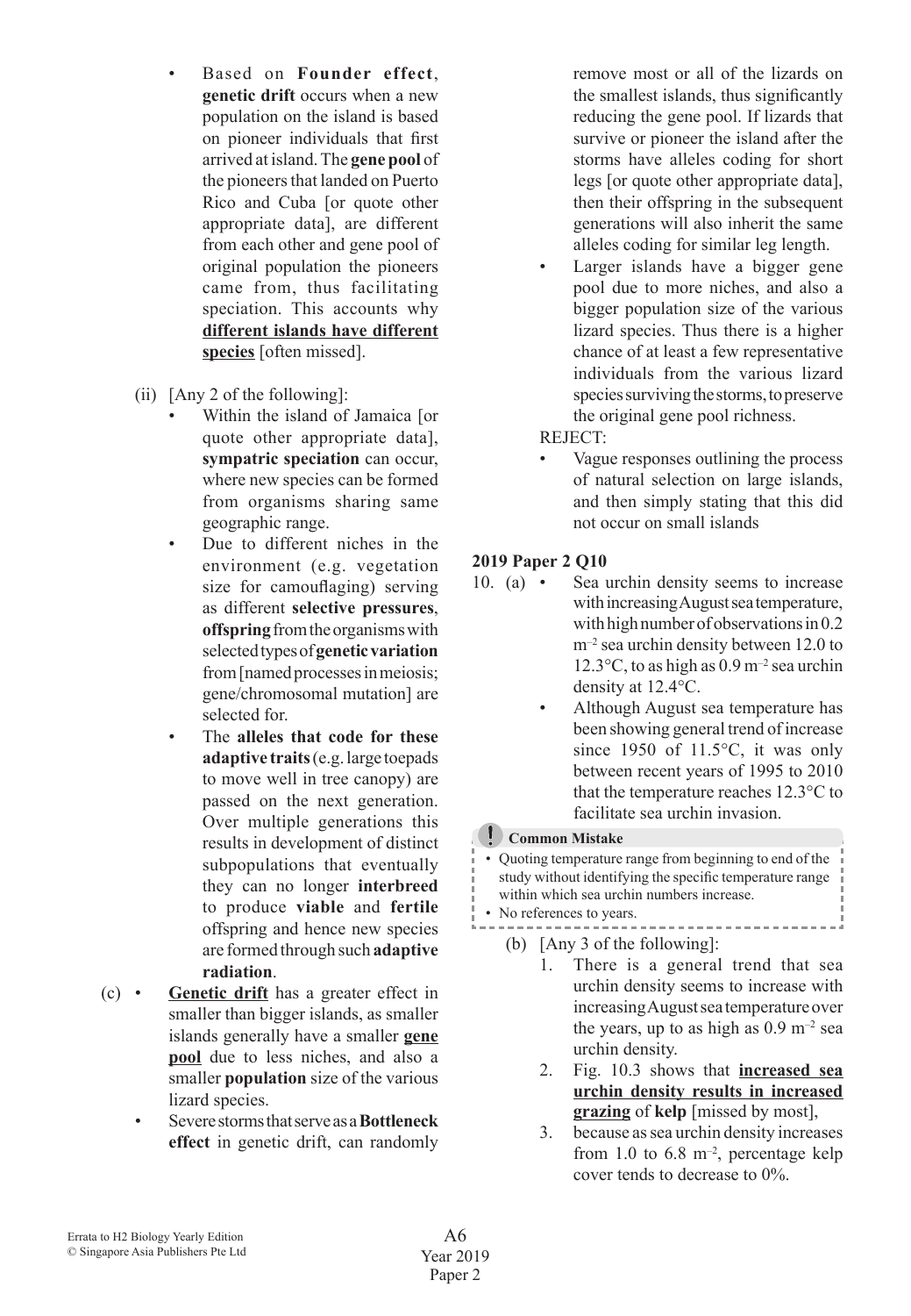- Based on **Founder effect**, **genetic drift** occurs when a new population on the island is based on pioneer individuals that first arrived at island. The **gene pool** of the pioneers that landed on Puerto Rico and Cuba [or quote other appropriate data], are different from each other and gene pool of original population the pioneers came from, thus facilitating speciation. This accounts why **<u>different islands have different species</u>** [often missed].

(ii) [Any 2 of the following]:

- Within the island of Jamaica [or quote other appropriate data], **sympatric speciation** can occur, where new species can be formed from organisms sharing same geographic range.
- Due to different niches in the environment (e.g. vegetation size for camouflaging) serving as different **selective pressures**, **offspring** from the organisms with selected types of **genetic variation** from [named processes in meiosis; gene/chromosomal mutation] are selected for.
- The **alleles that code for these adaptive traits** (e.g. large toepads to move well in tree canopy) are passed on the next generation. Over multiple generations this results in development of distinct subpopulations that eventually they can no longer **interbreed** to produce **viable** and **fertile** offspring and hence new species are formed through such **adaptive radiation**.

(c)
- **<u>Genetic drift</u>** has a greater effect in smaller than bigger islands, as smaller islands generally have a smaller **<u>gene pool</u>** due to less niches, and also a smaller **population** size of the various lizard species.
- Severe storms that serve as a **Bottleneck effect** in genetic drift, can randomly remove most or all of the lizards on the smallest islands, thus significantly reducing the gene pool. If lizards that survive or pioneer the island after the storms have alleles coding for short legs [or quote other appropriate data], then their offspring in the subsequent generations will also inherit the same alleles coding for similar leg length.
- Larger islands have a bigger gene pool due to more niches, and also a bigger population size of the various lizard species. Thus there is a higher chance of at least a few representative individuals from the various lizard species surviving the storms, to preserve the original gene pool richness.

REJECT:

- Vague responses outlining the process of natural selection on large islands, and then simply stating that this did not occur on small islands

## 2019 Paper 2 Q10

10. (a)
- Sea urchin density seems to increase with increasing August sea temperature, with high number of observations in 0.2 $m^{-2}$ sea urchin density between 12.0 to 12.3°C, to as high as 0.9 $m^{-2}$ sea urchin density at 12.4°C.
- Although August sea temperature has been showing general trend of increase since 1950 of 11.5°C, it was only between recent years of 1995 to 2010 that the temperature reaches 12.3°C to facilitate sea urchin invasion.

**Common Mistake**

- Quoting temperature range from beginning to end of the study without identifying the specific temperature range within which sea urchin numbers increase.
- No references to years.

(b) [Any 3 of the following]:

1. There is a general trend that sea urchin density seems to increase with increasing August sea temperature over the years, up to as high as 0.9 $m^{-2}$ sea urchin density.
2. Fig. 10.3 shows that **<u>increased sea urchin density results in increased grazing</u>** of **kelp** [missed by most],
3. because as sea urchin density increases from 1.0 to 6.8 $m^{-2}$, percentage kelp cover tends to decrease to 0%.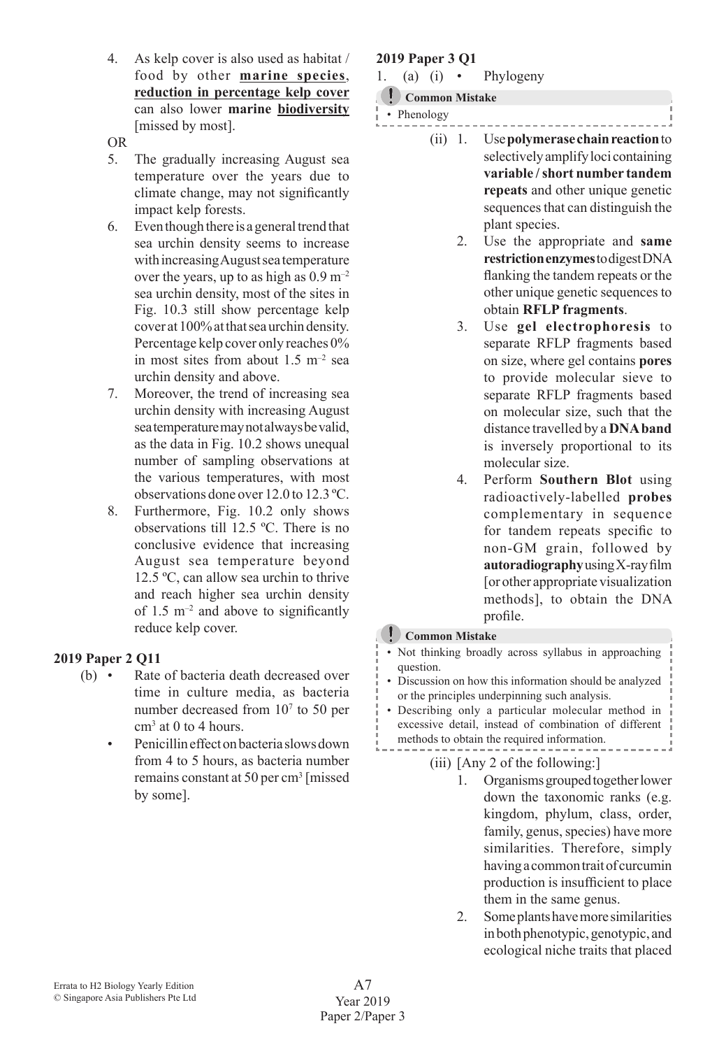4. As kelp cover is also used as habitat / food by other **marine species**, **reduction in percentage kelp cover** can also lower **marine biodiversity** [missed by most].

OR

5. The gradually increasing August sea temperature over the years due to climate change, may not significantly impact kelp forests.
6. Even though there is a general trend that sea urchin density seems to increase with increasing August sea temperature over the years, up to as high as 0.9 $m^{-2}$ sea urchin density, most of the sites in Fig. 10.3 still show percentage kelp cover at 100% at that sea urchin density. Percentage kelp cover only reaches 0% in most sites from about 1.5 $m^{-2}$ sea urchin density and above.
7. Moreover, the trend of increasing sea urchin density with increasing August sea temperature may not always be valid, as the data in Fig. 10.2 shows unequal number of sampling observations at the various temperatures, with most observations done over 12.0 to 12.3 ºC.
8. Furthermore, Fig. 10.2 only shows observations till 12.5 ºC. There is no conclusive evidence that increasing August sea temperature beyond 12.5 ºC, can allow sea urchin to thrive and reach higher sea urchin density of 1.5 $m^{-2}$ and above to significantly reduce kelp cover.

### 2019 Paper 2 Q11

(b)
- Rate of bacteria death decreased over time in culture media, as bacteria number decreased from $10^7$ to 50 per $cm^3$ at 0 to 4 hours.
- Penicillin effect on bacteria slows down from 4 to 5 hours, as bacteria number remains constant at 50 per $cm^3$ [missed by some].

### 2019 Paper 3 Q1

1. (a) (i) • Phylogeny

> **Common Mistake**
> • Phenology

(ii)
1. Use **polymerase chain reaction** to selectively amplify loci containing **variable / short number tandem repeats** and other unique genetic sequences that can distinguish the plant species.
2. Use the appropriate and **same restriction enzymes** to digest DNA flanking the tandem repeats or the other unique genetic sequences to obtain **RFLP fragments**.
3. Use **gel electrophoresis** to separate RFLP fragments based on size, where gel contains **pores** to provide molecular sieve to separate RFLP fragments based on molecular size, such that the distance travelled by a **DNA band** is inversely proportional to its molecular size.
4. Perform **Southern Blot** using radioactively-labelled **probes** complementary in sequence for tandem repeats specific to non-GM grain, followed by **autoradiography** using X-ray film [or other appropriate visualization methods], to obtain the DNA profile.

> **Common Mistake**
> • Not thinking broadly across syllabus in approaching question.
> • Discussion on how this information should be analyzed or the principles underpinning such analysis.
> • Describing only a particular molecular method in excessive detail, instead of combination of different methods to obtain the required information.

(iii) [Any 2 of the following:]
1. Organisms grouped together lower down the taxonomic ranks (e.g. kingdom, phylum, class, order, family, genus, species) have more similarities. Therefore, simply having a common trait of curcumin production is insufficient to place them in the same genus.
2. Some plants have more similarities in both phenotypic, genotypic, and ecological niche traits that placed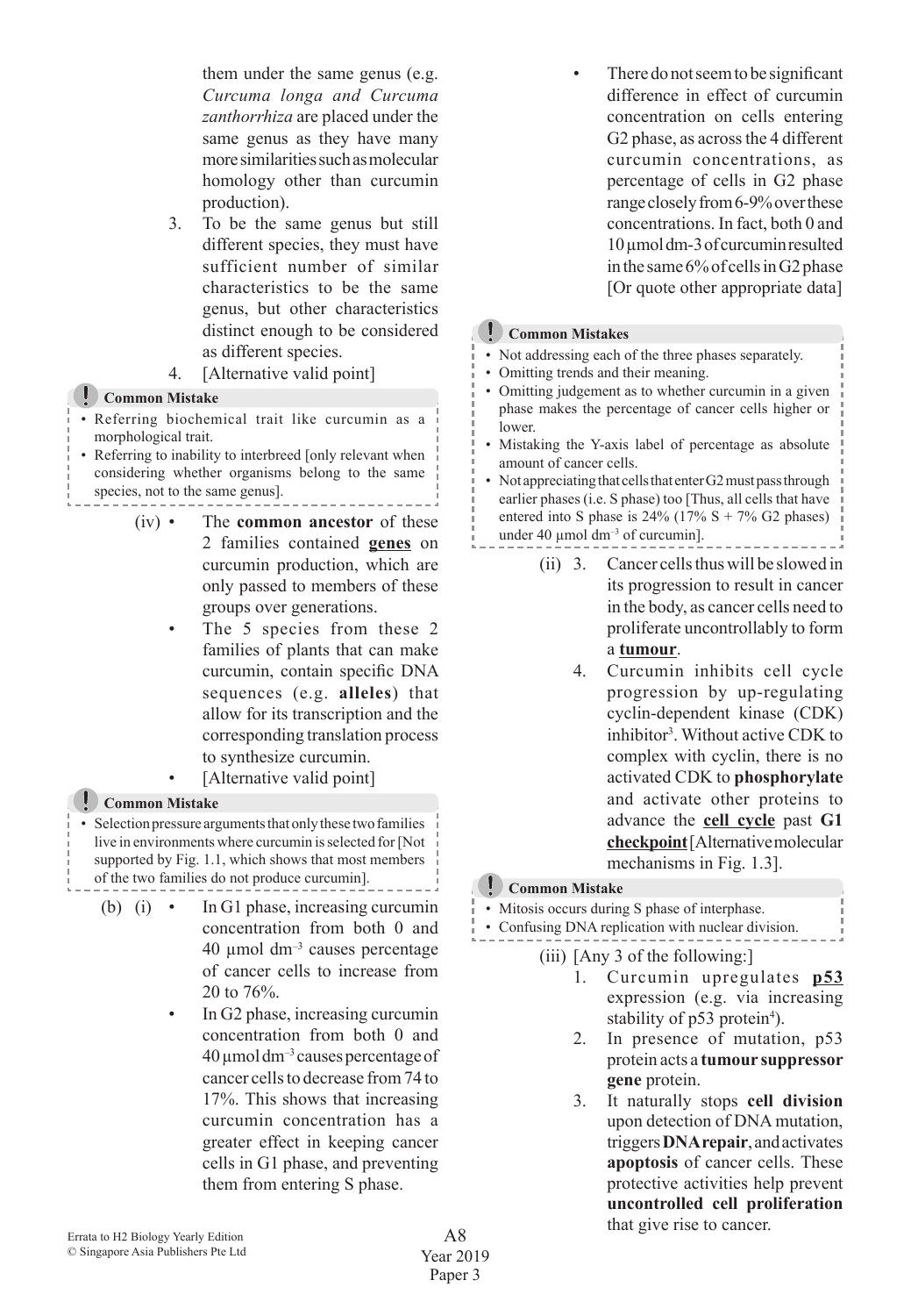them under the same genus (e.g. *Curcuma longa and Curcuma zanthorrhiza* are placed under the same genus as they have many more similarities such as molecular homology other than curcumin production).

3. To be the same genus but still different species, they must have sufficient number of similar characteristics to be the same genus, but other characteristics distinct enough to be considered as different species.
4. [Alternative valid point]

**Common Mistake**

- Referring biochemical trait like curcumin as a morphological trait.
- Referring to inability to interbreed [only relevant when considering whether organisms belong to the same species, not to the same genus].

(iv)
- The **common ancestor** of these 2 families contained **genes** on curcumin production, which are only passed to members of these groups over generations.
- The 5 species from these 2 families of plants that can make curcumin, contain specific DNA sequences (e.g. **alleles**) that allow for its transcription and the corresponding translation process to synthesize curcumin.
- [Alternative valid point]

**Common Mistake**

- Selection pressure arguments that only these two families live in environments where curcumin is selected for [Not supported by Fig. 1.1, which shows that most members of the two families do not produce curcumin].

(b) (i)
- In G1 phase, increasing curcumin concentration from both 0 and 40 μmol dm$^{-3}$ causes percentage of cancer cells to increase from 20 to 76%.
- In G2 phase, increasing curcumin concentration from both 0 and 40 μmol dm$^{-3}$ causes percentage of cancer cells to decrease from 74 to 17%. This shows that increasing curcumin concentration has a greater effect in keeping cancer cells in G1 phase, and preventing them from entering S phase.
- There do not seem to be significant difference in effect of curcumin concentration on cells entering G2 phase, as across the 4 different curcumin concentrations, as percentage of cells in G2 phase range closely from 6-9% over these concentrations. In fact, both 0 and 10 μmol dm-3 of curcumin resulted in the same 6% of cells in G2 phase [Or quote other appropriate data]

**Common Mistakes**

- Not addressing each of the three phases separately.
- Omitting trends and their meaning.
- Omitting judgement as to whether curcumin in a given phase makes the percentage of cancer cells higher or lower.
- Mistaking the Y-axis label of percentage as absolute amount of cancer cells.
- Not appreciating that cells that enter G2 must pass through earlier phases (i.e. S phase) too [Thus, all cells that have entered into S phase is 24% (17% S + 7% G2 phases) under 40 μmol dm$^{-3}$ of curcumin].

(ii)

3. Cancer cells thus will be slowed in its progression to result in cancer in the body, as cancer cells need to proliferate uncontrollably to form a **tumour**.
4. Curcumin inhibits cell cycle progression by up-regulating cyclin-dependent kinase (CDK) inhibitor[3]. Without active CDK to complex with cyclin, there is no activated CDK to **phosphorylate** and activate other proteins to advance the **cell cycle** past **G1 checkpoint** [Alternative molecular mechanisms in Fig. 1.3].

**Common Mistake**

- Mitosis occurs during S phase of interphase.
- Confusing DNA replication with nuclear division.

(iii) [Any 3 of the following:]

1. Curcumin upregulates **p53** expression (e.g. via increasing stability of p53 protein[4]).
2. In presence of mutation, p53 protein acts a **tumour suppressor gene** protein.
3. It naturally stops **cell division** upon detection of DNA mutation, triggers **DNA repair**, and activates **apoptosis** of cancer cells. These protective activities help prevent **uncontrolled cell proliferation** that give rise to cancer.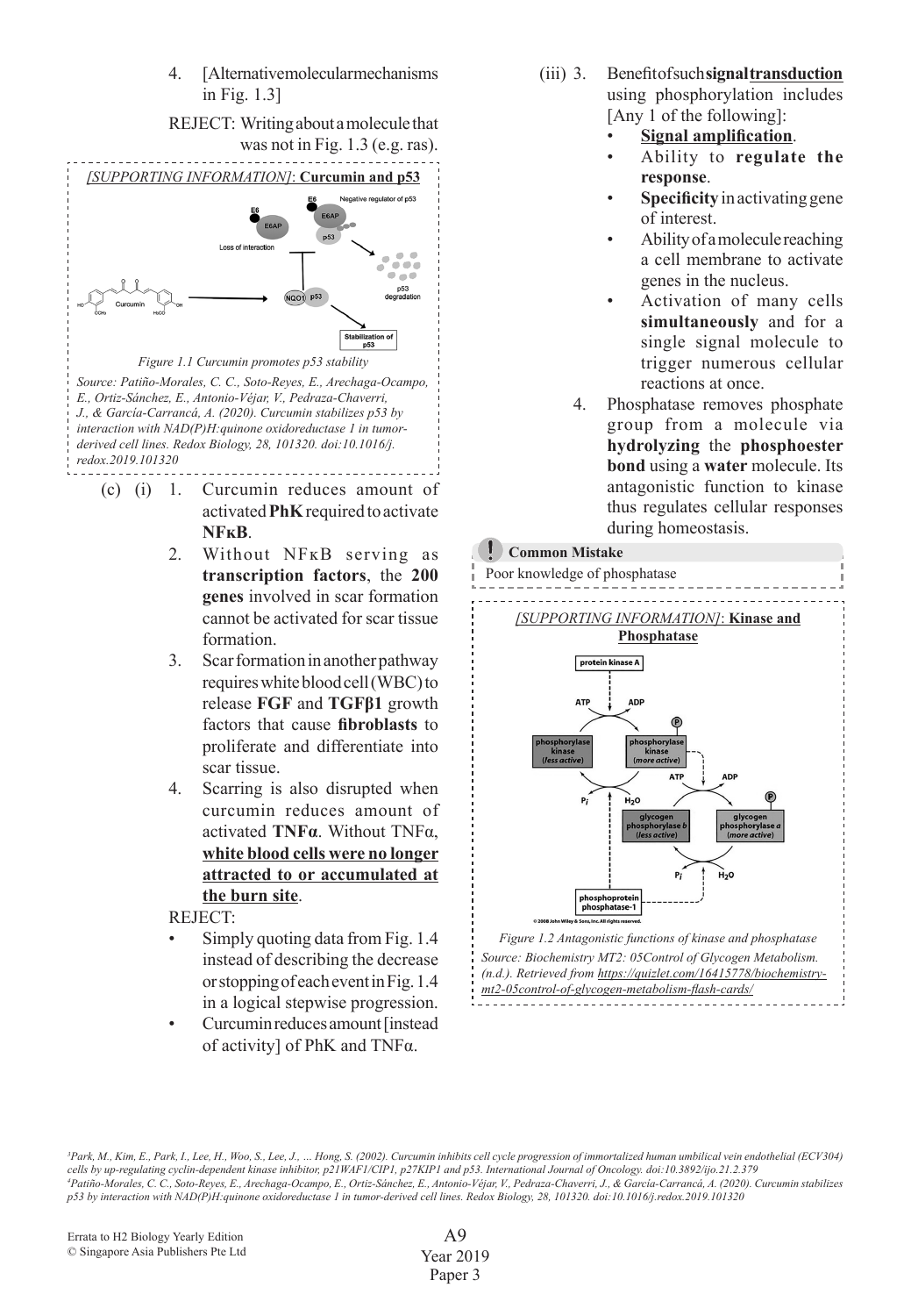4. [Alternative molecular mechanisms in Fig. 1.3]

REJECT: Writing about a molecule that was not in Fig. 1.3 (e.g. ras).

*[SUPPORTING INFORMATION]*: **Curcumin and p53**

*Figure 1.1 Curcumin promotes p53 stability*

*Source: Patiño-Morales, C. C., Soto-Reyes, E., Arechaga-Ocampo, E., Ortiz-Sánchez, E., Antonio-Véjar, V., Pedraza-Chaverri, J., & García-Carrancá, A. (2020). Curcumin stabilizes p53 by interaction with NAD(P)H:quinone oxidoreductase 1 in tumor-derived cell lines. Redox Biology, 28, 101320. doi:10.1016/j.redox.2019.101320*

(c) (i) 1. Curcumin reduces amount of activated **PhK** required to activate **NFκB**.

2. Without NFκB serving as **transcription factors**, the **200 genes** involved in scar formation cannot be activated for scar tissue formation.

3. Scar formation in another pathway requires white blood cell (WBC) to release **FGF** and **TGFβ1** growth factors that cause **fibroblasts** to proliferate and differentiate into scar tissue.

4. Scarring is also disrupted when curcumin reduces amount of activated **TNFα**. Without TNFα, **<u>white blood cells were no longer attracted to or accumulated at the burn site</u>**.

REJECT:

- Simply quoting data from Fig. 1.4 instead of describing the decrease or stopping of each event in Fig. 1.4 in a logical stepwise progression.
- Curcumin reduces amount [instead of activity] of PhK and TNFα.

(iii) 3. Benefit of such **signal <u>transduction</u>** using phosphorylation includes [Any 1 of the following]:

- **<u>Signal amplification</u>**.
- Ability to **regulate the response**.
- **Specificity** in activating gene of interest.
- Ability of a molecule reaching a cell membrane to activate genes in the nucleus.
- Activation of many cells **simultaneously** and for a single signal molecule to trigger numerous cellular reactions at once.

4. Phosphatase removes phosphate group from a molecule via **hydrolyzing** the **phosphoester bond** using a **water** molecule. Its antagonistic function to kinase thus regulates cellular responses during homeostasis.

**Common Mistake**

Poor knowledge of phosphatase

*[SUPPORTING INFORMATION]*: **<u>Kinase and Phosphatase</u>**

*Figure 1.2 Antagonistic functions of kinase and phosphatase*

*Source: Biochemistry MT2: 05Control of Glycogen Metabolism. (n.d.). Retrieved from <u>https://quizlet.com/16415778/biochemistry-mt2-05control-of-glycogen-metabolism-flash-cards/</u>*

---

[3] *Park, M., Kim, E., Park, I., Lee, H., Woo, S., Lee, J., ... Hong, S. (2002). Curcumin inhibits cell cycle progression of immortalized human umbilical vein endothelial (ECV304) cells by up-regulating cyclin-dependent kinase inhibitor, p21WAF1/CIP1, p27KIP1 and p53. International Journal of Oncology. doi:10.3892/ijo.21.2.379*

[4] *Patiño-Morales, C. C., Soto-Reyes, E., Arechaga-Ocampo, E., Ortiz-Sánchez, E., Antonio-Véjar, V., Pedraza-Chaverri, J., & García-Carrancá, A. (2020). Curcumin stabilizes p53 by interaction with NAD(P)H:quinone oxidoreductase 1 in tumor-derived cell lines. Redox Biology, 28, 101320. doi:10.1016/j.redox.2019.101320*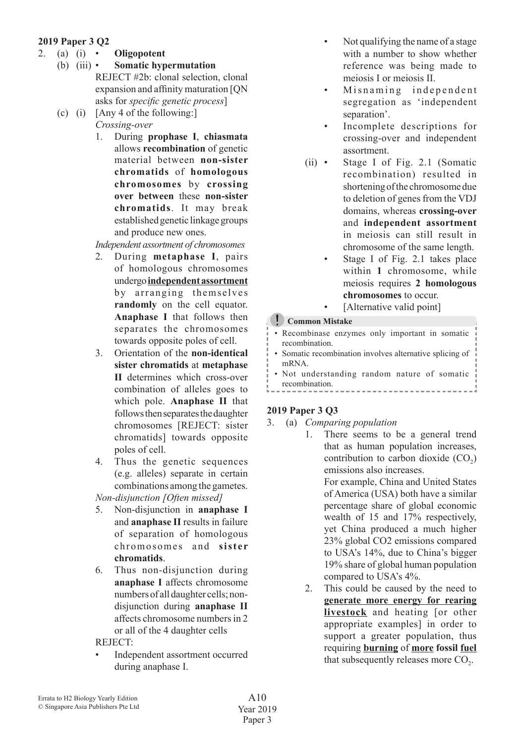## 2019 Paper 3 Q2

2. (a) (i) • **Oligopotent**

   (b) (iii) • **Somatic hypermutation**

   REJECT #2b: clonal selection, clonal expansion and affinity maturation [QN asks for *specific genetic process*]

   (c) (i) [Any 4 of the following:]

   *Crossing-over*

   1. During **prophase I**, **chiasmata** allows **recombination** of genetic material between **non-sister chromatids** of **homologous chromosomes** by **crossing over between** these **non-sister chromatids**. It may break established genetic linkage groups and produce new ones.

   *Independent assortment of chromosomes*

   2. During **metaphase I**, pairs of homologous chromosomes undergo **<u>independent assortment</u>** by arranging themselves **randomly** on the cell equator. **Anaphase I** that follows then separates the chromosomes towards opposite poles of cell.
   3. Orientation of the **non-identical sister chromatids** at **metaphase II** determines which cross-over combination of alleles goes to which pole. **Anaphase II** that follows then separates the daughter chromosomes [REJECT: sister chromatids] towards opposite poles of cell.
   4. Thus the genetic sequences (e.g. alleles) separate in certain combinations among the gametes.

   *Non-disjunction [Often missed]*

   5. Non-disjunction in **anaphase I** and **anaphase II** results in failure of separation of homologous chromosomes and **sister chromatids**.
   6. Thus non-disjunction during **anaphase I** affects chromosome numbers of all daughter cells; non-disjunction during **anaphase II** affects chromosome numbers in 2 or all of the 4 daughter cells

   REJECT:

   - Independent assortment occurred during anaphase I.
   - Not qualifying the name of a stage with a number to show whether reference was being made to meiosis I or meiosis II.
   - Misnaming independent segregation as 'independent separation'.
   - Incomplete descriptions for crossing-over and independent assortment.

   (ii) • Stage I of Fig. 2.1 (Somatic recombination) resulted in shortening of the chromosome due to deletion of genes from the VDJ domains, whereas **crossing-over** and **independent assortment** in meiosis can still result in chromosome of the same length.

   • Stage I of Fig. 2.1 takes place within **1** chromosome, while meiosis requires **2 homologous chromosomes** to occur.

   • [Alternative valid point]

**Common Mistake**

- Recombinase enzymes only important in somatic recombination.
- Somatic recombination involves alternative splicing of mRNA.
- Not understanding random nature of somatic recombination.

## 2019 Paper 3 Q3

3. (a) *Comparing population*

   1. There seems to be a general trend that as human population increases, contribution to carbon dioxide ($CO_2$) emissions also increases.

      For example, China and United States of America (USA) both have a similar percentage share of global economic wealth of 15 and 17% respectively, yet China produced a much higher 23% global CO2 emissions compared to USA's 14%, due to China's bigger 19% share of global human population compared to USA's 4%.

   2. This could be caused by the need to **<u>generate more energy for rearing livestock</u>** and heating [or other appropriate examples] in order to support a greater population, thus requiring **<u>burning</u>** of **<u>more</u>** **fossil** **<u>fuel</u>** that subsequently releases more $CO_2$.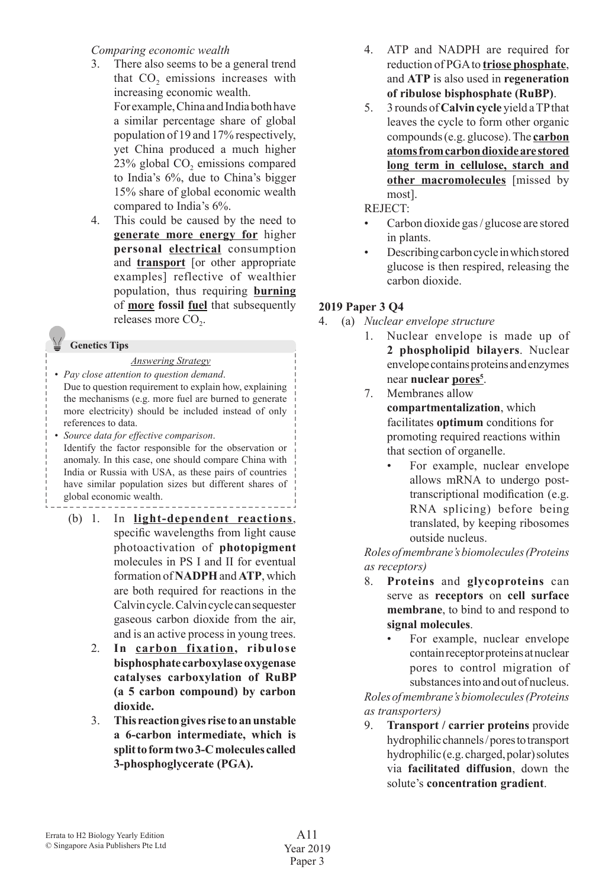*Comparing economic wealth*

3. There also seems to be a general trend that $CO_2$ emissions increases with increasing economic wealth.
   For example, China and India both have a similar percentage share of global population of 19 and 17% respectively, yet China produced a much higher 23% global $CO_2$ emissions compared to India's 6%, due to China's bigger 15% share of global economic wealth compared to India's 6%.
4. This could be caused by the need to **generate more energy for** higher **personal electrical** consumption and **transport** [or other appropriate examples] reflective of wealthier population, thus requiring **burning** of **more fossil fuel** that subsequently releases more $CO_2$.

**Genetics Tips**

*Answering Strategy*

- *Pay close attention to question demand*.
  Due to question requirement to explain how, explaining the mechanisms (e.g. more fuel are burned to generate more electricity) should be included instead of only references to data.
- *Source data for effective comparison*.
  Identify the factor responsible for the observation or anomaly. In this case, one should compare China with India or Russia with USA, as these pairs of countries have similar population sizes but different shares of global economic wealth.

(b) 1. In **light-dependent reactions**, specific wavelengths from light cause photoactivation of **photopigment** molecules in PS I and II for eventual formation of **NADPH** and **ATP**, which are both required for reactions in the Calvin cycle. Calvin cycle can sequester gaseous carbon dioxide from the air, and is an active process in young trees.

2. **In carbon fixation, ribulose bisphosphate carboxylase oxygenase catalyses carboxylation of RuBP (a 5 carbon compound) by carbon dioxide.**

3. **This reaction gives rise to an unstable a 6-carbon intermediate, which is split to form two 3-C molecules called 3-phosphoglycerate (PGA).**

4. ATP and NADPH are required for reduction of PGA to **triose phosphate**, and **ATP** is also used in **regeneration of ribulose bisphosphate (RuBP)**.

5. 3 rounds of **Calvin cycle** yield a TP that leaves the cycle to form other organic compounds (e.g. glucose). The **carbon atoms from carbon dioxide are stored long term in cellulose, starch and other macromolecules** [missed by most].

REJECT:

- Carbon dioxide gas / glucose are stored in plants.
- Describing carbon cycle in which stored glucose is then respired, releasing the carbon dioxide.

## 2019 Paper 3 Q4

4. (a) *Nuclear envelope structure*

1. Nuclear envelope is made up of **2 phospholipid bilayers**. Nuclear envelope contains proteins and enzymes near **nuclear pores**[5].

7. Membranes allow **compartmentalization**, which facilitates **optimum** conditions for promoting required reactions within that section of organelle.
   - For example, nuclear envelope allows mRNA to undergo post-transcriptional modification (e.g. RNA splicing) before being translated, by keeping ribosomes outside nucleus.

*Roles of membrane's biomolecules (Proteins as receptors)*

8. **Proteins** and **glycoproteins** can serve as **receptors** on **cell surface membrane**, to bind to and respond to **signal molecules**.
   - For example, nuclear envelope contain receptor proteins at nuclear pores to control migration of substances into and out of nucleus.

*Roles of membrane's biomolecules (Proteins as transporters)*

9. **Transport / carrier proteins** provide hydrophilic channels / pores to transport hydrophilic (e.g. charged, polar) solutes via **facilitated diffusion**, down the solute's **concentration gradient**.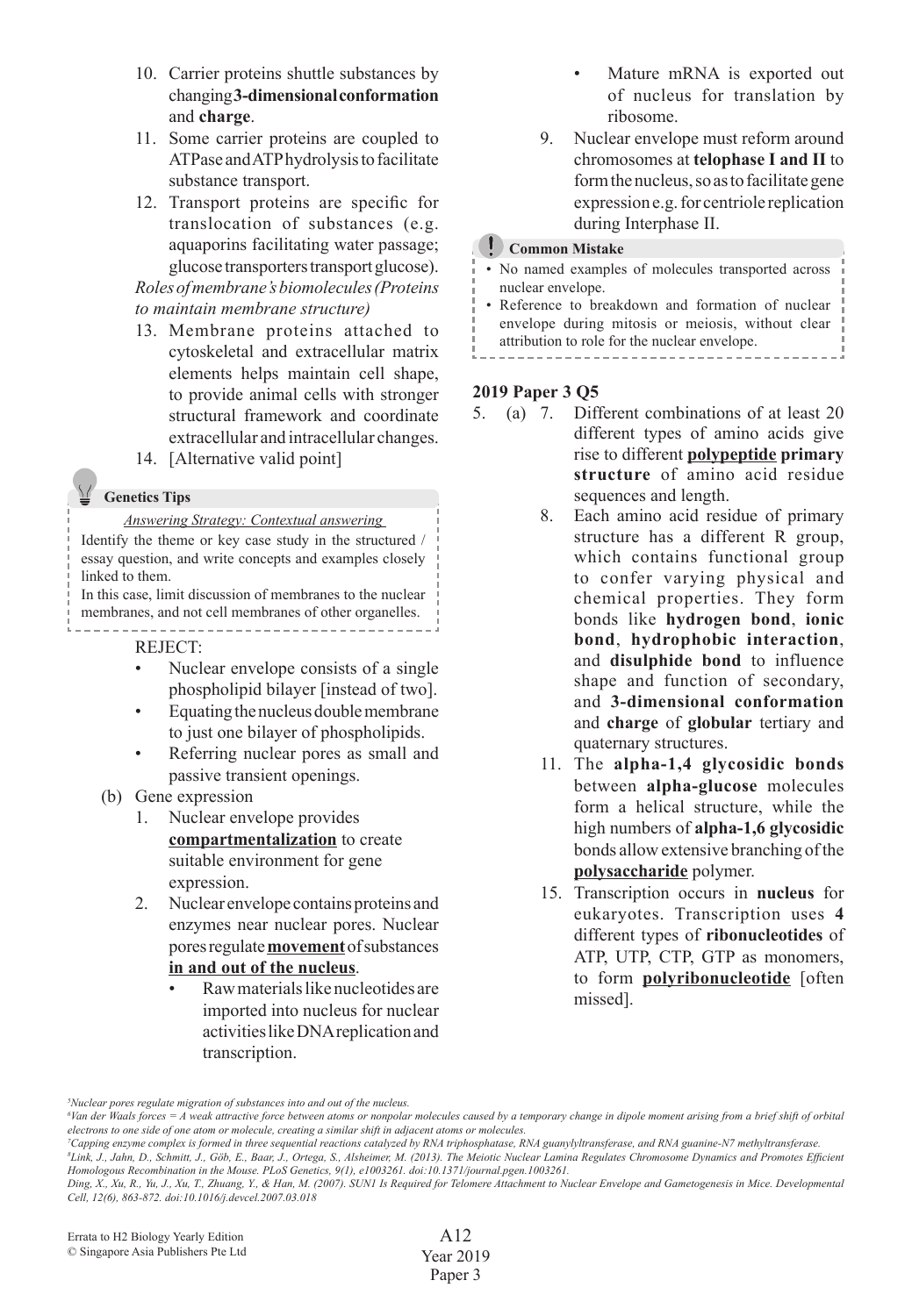10. Carrier proteins shuttle substances by changing **3-dimensional conformation** and **charge**.
11. Some carrier proteins are coupled to ATPase and ATP hydrolysis to facilitate substance transport.
12. Transport proteins are specific for translocation of substances (e.g. aquaporins facilitating water passage; glucose transporters transport glucose).

*Roles of membrane's biomolecules (Proteins to maintain membrane structure)*

13. Membrane proteins attached to cytoskeletal and extracellular matrix elements helps maintain cell shape, to provide animal cells with stronger structural framework and coordinate extracellular and intracellular changes.
14. [Alternative valid point]

> **Genetics Tips**
>
> *Answering Strategy: Contextual answering*
>
> Identify the theme or key case study in the structured / essay question, and write concepts and examples closely linked to them.
>
> In this case, limit discussion of membranes to the nuclear membranes, and not cell membranes of other organelles.

REJECT:

- Nuclear envelope consists of a single phospholipid bilayer [instead of two].
- Equating the nucleus double membrane to just one bilayer of phospholipids.
- Referring nuclear pores as small and passive transient openings.

(b) Gene expression

1. Nuclear envelope provides **<u>compartmentalization</u>** to create suitable environment for gene expression.
2. Nuclear envelope contains proteins and enzymes near nuclear pores. Nuclear pores regulate **<u>movement</u>** of substances **<u>in and out of the nucleus</u>**.
   - Raw materials like nucleotides are imported into nucleus for nuclear activities like DNA replication and transcription.
   - Mature mRNA is exported out of nucleus for translation by ribosome.
9. Nuclear envelope must reform around chromosomes at **telophase I and II** to form the nucleus, so as to facilitate gene expression e.g. for centriole replication during Interphase II.

> **Common Mistake**
>
> - No named examples of molecules transported across nuclear envelope.
> - Reference to breakdown and formation of nuclear envelope during mitosis or meiosis, without clear attribution to role for the nuclear envelope.

**2019 Paper 3 Q5**

5. (a)
   7. Different combinations of at least 20 different types of amino acids give rise to different **<u>polypeptide</u> primary structure** of amino acid residue sequences and length.
   8. Each amino acid residue of primary structure has a different R group, which contains functional group to confer varying physical and chemical properties. They form bonds like **hydrogen bond**, **ionic bond**, **hydrophobic interaction**, and **disulphide bond** to influence shape and function of secondary, and **3-dimensional conformation** and **charge** of **globular** tertiary and quaternary structures.
   11. The **alpha-1,4 glycosidic bonds** between **alpha-glucose** molecules form a helical structure, while the high numbers of **alpha-1,6 glycosidic** bonds allow extensive branching of the **<u>polysaccharide</u>** polymer.
   15. Transcription occurs in **nucleus** for eukaryotes. Transcription uses **4** different types of **ribonucleotides** of ATP, UTP, CTP, GTP as monomers, to form **<u>polyribonucleotide</u>** [often missed].

---

[5] *Nuclear pores regulate migration of substances into and out of the nucleus.*

[6] *Van der Waals forces = A weak attractive force between atoms or nonpolar molecules caused by a temporary change in dipole moment arising from a brief shift of orbital electrons to one side of one atom or molecule, creating a similar shift in adjacent atoms or molecules.*

[7] *Capping enzyme complex is formed in three sequential reactions catalyzed by RNA triphosphatase, RNA guanylyltransferase, and RNA guanine-N7 methyltransferase.*

[8] *Link, J., Jahn, D., Schmitt, J., Göb, E., Baar, J., Ortega, S., Alsheimer, M. (2013). The Meiotic Nuclear Lamina Regulates Chromosome Dynamics and Promotes Efficient Homologous Recombination in the Mouse. PLoS Genetics, 9(1), e1003261. doi:10.1371/journal.pgen.1003261.*

*Ding, X., Xu, R., Yu, J., Xu, T., Zhuang, Y., & Han, M. (2007). SUN1 Is Required for Telomere Attachment to Nuclear Envelope and Gametogenesis in Mice. Developmental Cell, 12(6), 863-872. doi:10.1016/j.devcel.2007.03.018*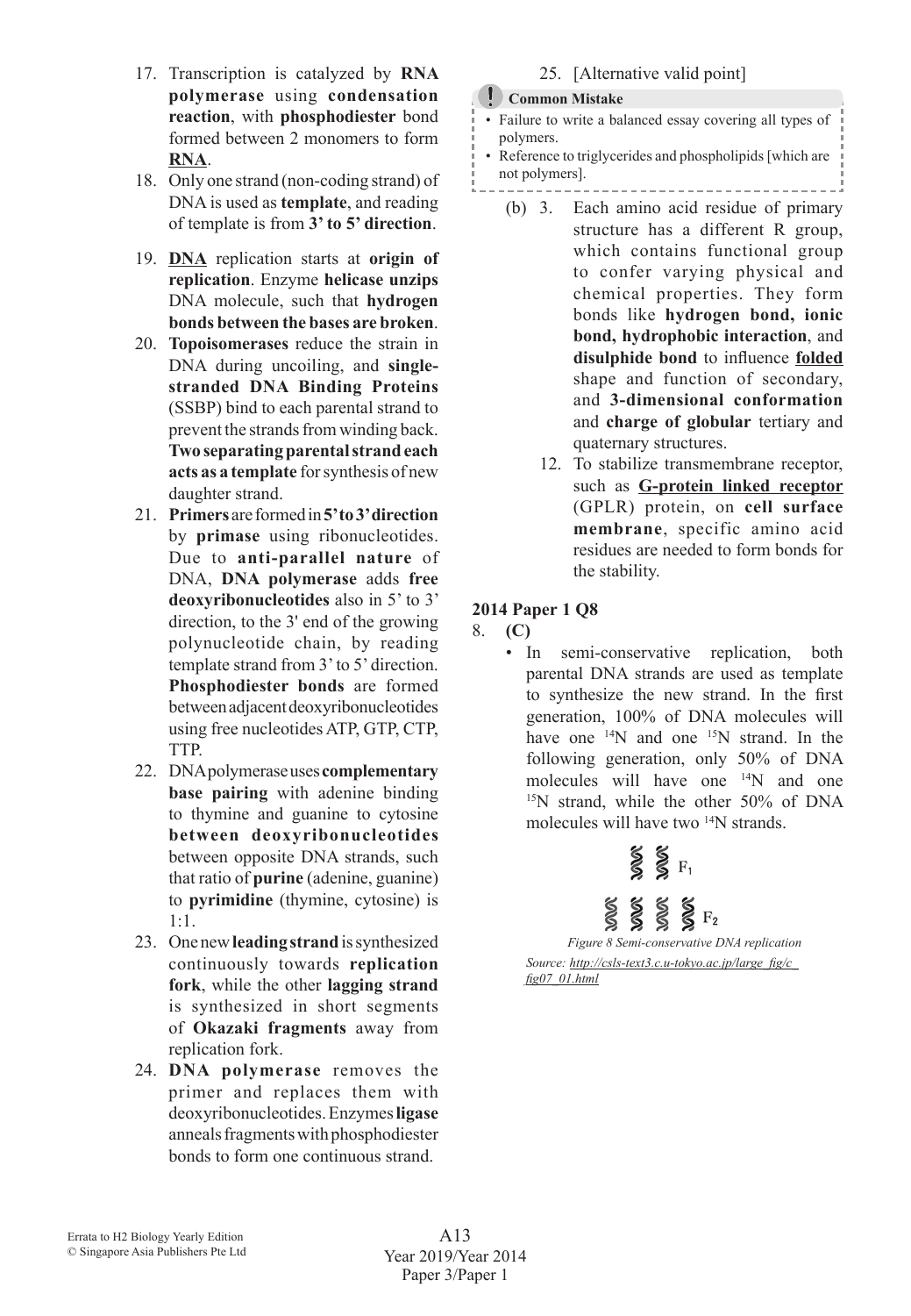17. Transcription is catalyzed by **RNA polymerase** using **condensation reaction**, with **phosphodiester** bond formed between 2 monomers to form **RNA**.
18. Only one strand (non-coding strand) of DNA is used as **template**, and reading of template is from **3' to 5' direction**.
19. **DNA** replication starts at **origin of replication**. Enzyme **helicase unzips** DNA molecule, such that **hydrogen bonds between the bases are broken**.
20. **Topoisomerases** reduce the strain in DNA during uncoiling, and **single-stranded DNA Binding Proteins** (SSBP) bind to each parental strand to prevent the strands from winding back. **Two separating parental strand each acts as a template** for synthesis of new daughter strand.
21. **Primers** are formed in **5' to 3' direction** by **primase** using ribonucleotides. Due to **anti-parallel nature** of DNA, **DNA polymerase** adds **free deoxyribonucleotides** also in 5' to 3' direction, to the 3' end of the growing polynucleotide chain, by reading template strand from 3' to 5' direction. **Phosphodiester bonds** are formed between adjacent deoxyribonucleotides using free nucleotides ATP, GTP, CTP, TTP.
22. DNA polymerase uses **complementary base pairing** with adenine binding to thymine and guanine to cytosine **between deoxyribonucleotides** between opposite DNA strands, such that ratio of **purine** (adenine, guanine) to **pyrimidine** (thymine, cytosine) is 1:1.
23. One new **leading strand** is synthesized continuously towards **replication fork**, while the other **lagging strand** is synthesized in short segments of **Okazaki fragments** away from replication fork.
24. **DNA polymerase** removes the primer and replaces them with deoxyribonucleotides. Enzymes **ligase** anneals fragments with phosphodiester bonds to form one continuous strand.
25. [Alternative valid point]

**Common Mistake**

- Failure to write a balanced essay covering all types of polymers.
- Reference to triglycerides and phospholipids [which are not polymers].

(b) 3. Each amino acid residue of primary structure has a different R group, which contains functional group to confer varying physical and chemical properties. They form bonds like **hydrogen bond, ionic bond, hydrophobic interaction**, and **disulphide bond** to influence **folded** shape and function of secondary, and **3-dimensional conformation** and **charge of globular** tertiary and quaternary structures.

12. To stabilize transmembrane receptor, such as **G-protein linked receptor** (GPLR) protein, on **cell surface membrane**, specific amino acid residues are needed to form bonds for the stability.

## 2014 Paper 1 Q8

8. **(C)**
   - In semi-conservative replication, both parental DNA strands are used as template to synthesize the new strand. In the first generation, 100% of DNA molecules will have one $^{14}N$ and one $^{15}N$ strand. In the following generation, only 50% of DNA molecules will have one $^{14}N$ and one $^{15}N$ strand, while the other 50% of DNA molecules will have two $^{14}N$ strands.

$F_1$

$F_2$

*Figure 8 Semi-conservative DNA replication*

*Source: http://csls-text3.c.u-tokyo.ac.jp/large_fig/c_fig07_01.html*